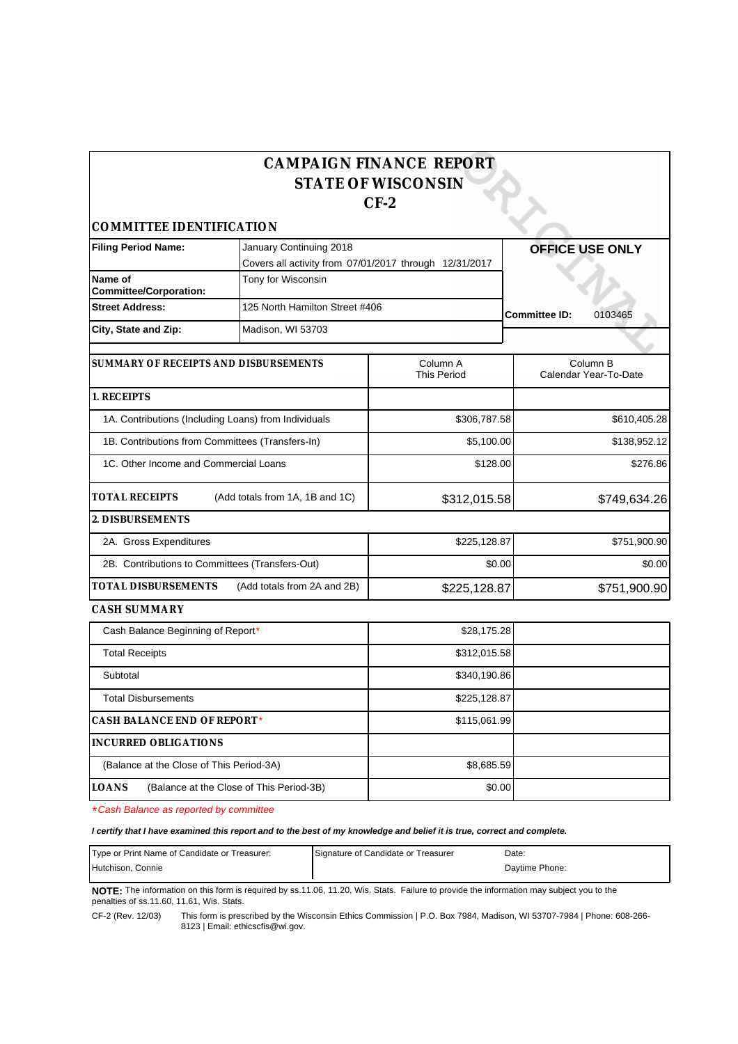# CAMPAIGN FINANCE REPORT
# STATE OF WISCONSIN
# CF-2

## COMMITTEE IDENTIFICATION

| | | |
|---|---|---|
| **Filing Period Name:** | January Continuing 2018<br>Covers all activity from 07/01/2017 through 12/31/2017 | **OFFICE USE ONLY** |
| **Name of Committee/Corporation:** | Tony for Wisconsin | |
| **Street Address:** | 125 North Hamilton Street #406 | **Committee ID:** 0103465 |
| **City, State and Zip:** | Madison, WI 53703 | |

| **SUMMARY OF RECEIPTS AND DISBURSEMENTS** | Column A<br>This Period | Column B<br>Calendar Year-To-Date |
|---|---|---|
| **1. RECEIPTS** | | |
| 1A. Contributions (Including Loans) from Individuals | $306,787.58 | $610,405.28 |
| 1B. Contributions from Committees (Transfers-In) | $5,100.00 | $138,952.12 |
| 1C. Other Income and Commercial Loans | $128.00 | $276.86 |
| **TOTAL RECEIPTS** (Add totals from 1A, 1B and 1C) | $312,015.58 | $749,634.26 |
| **2. DISBURSEMENTS** | | |
| 2A. Gross Expenditures | $225,128.87 | $751,900.90 |
| 2B. Contributions to Committees (Transfers-Out) | $0.00 | $0.00 |
| **TOTAL DISBURSEMENTS** (Add totals from 2A and 2B) | $225,128.87 | $751,900.90 |

## CASH SUMMARY

| | |
|---|---|
| Cash Balance Beginning of Report* | $28,175.28 |
| Total Receipts | $312,015.58 |
| Subtotal | $340,190.86 |
| Total Disbursements | $225,128.87 |
| **CASH BALANCE END OF REPORT*** | $115,061.99 |
| **INCURRED OBLIGATIONS** | |
| (Balance at the Close of This Period-3A) | $8,685.59 |
| **LOANS** (Balance at the Close of This Period-3B) | $0.00 |

*\*Cash Balance as reported by committee*

***I certify that I have examined this report and to the best of my knowledge and belief it is true, correct and complete.***

| Type or Print Name of Candidate or Treasurer: | Signature of Candidate or Treasurer | Date: |
|---|---|---|
| Hutchison, Connie | | Daytime Phone: |

**NOTE:** The information on this form is required by ss.11.06, 11.20, Wis. Stats. Failure to provide the information may subject you to the penalties of ss.11.60, 11.61, Wis. Stats.

CF-2 (Rev. 12/03) This form is prescribed by the Wisconsin Ethics Commission | P.O. Box 7984, Madison, WI 53707-7984 | Phone: 608-266-8123 | Email: ethicscfis@wi.gov.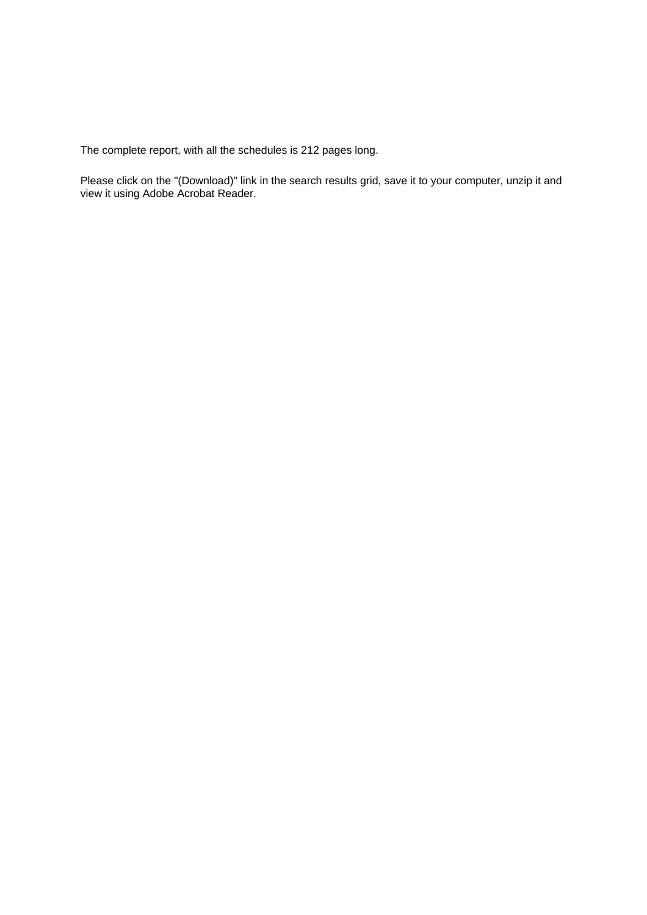The complete report, with all the schedules is 212 pages long.

Please click on the "(Download)" link in the search results grid, save it to your computer, unzip it and view it using Adobe Acrobat Reader.